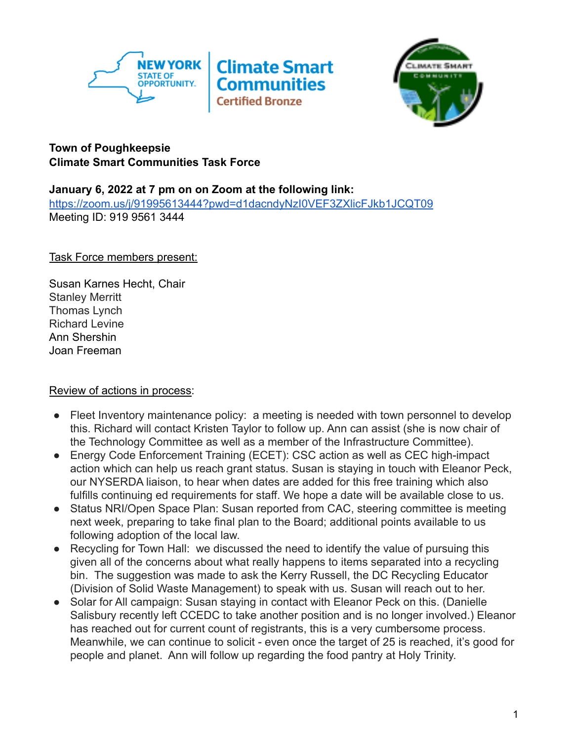**Town of Poughkeepsie**
**Climate Smart Communities Task Force**

**January 6, 2022 at 7 pm on on Zoom at the following link:**
[https://zoom.us/j/91995613444?pwd=d1dacndyNzI0VEF3ZXlicFJkb1JCQT09](https://zoom.us/j/91995613444?pwd=d1dacndyNzI0VEF3ZXlicFJkb1JCQT09)
Meeting ID: 919 9561 3444

Task Force members present:

Susan Karnes Hecht, Chair
Stanley Merritt
Thomas Lynch
Richard Levine
Ann Shershin
Joan Freeman

Review of actions in process:

- Fleet Inventory maintenance policy: a meeting is needed with town personnel to develop this. Richard will contact Kristen Taylor to follow up. Ann can assist (she is now chair of the Technology Committee as well as a member of the Infrastructure Committee).
- Energy Code Enforcement Training (ECET): CSC action as well as CEC high-impact action which can help us reach grant status. Susan is staying in touch with Eleanor Peck, our NYSERDA liaison, to hear when dates are added for this free training which also fulfills continuing ed requirements for staff. We hope a date will be available close to us.
- Status NRI/Open Space Plan: Susan reported from CAC, steering committee is meeting next week, preparing to take final plan to the Board; additional points available to us following adoption of the local law.
- Recycling for Town Hall: we discussed the need to identify the value of pursuing this given all of the concerns about what really happens to items separated into a recycling bin. The suggestion was made to ask the Kerry Russell, the DC Recycling Educator (Division of Solid Waste Management) to speak with us. Susan will reach out to her.
- Solar for All campaign: Susan staying in contact with Eleanor Peck on this. (Danielle Salisbury recently left CCEDC to take another position and is no longer involved.) Eleanor has reached out for current count of registrants, this is a very cumbersome process. Meanwhile, we can continue to solicit - even once the target of 25 is reached, it's good for people and planet. Ann will follow up regarding the food pantry at Holy Trinity.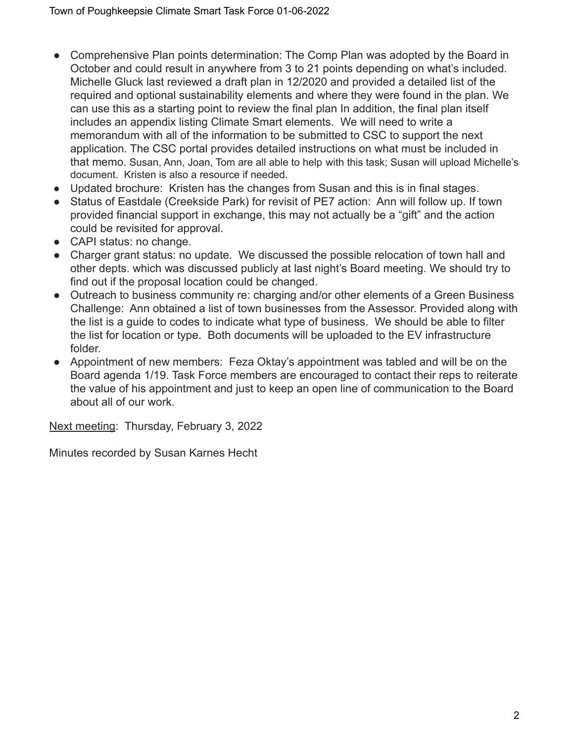- Comprehensive Plan points determination: The Comp Plan was adopted by the Board in October and could result in anywhere from 3 to 21 points depending on what's included. Michelle Gluck last reviewed a draft plan in 12/2020 and provided a detailed list of the required and optional sustainability elements and where they were found in the plan. We can use this as a starting point to review the final plan In addition, the final plan itself includes an appendix listing Climate Smart elements. We will need to write a memorandum with all of the information to be submitted to CSC to support the next application. The CSC portal provides detailed instructions on what must be included in that memo. Susan, Ann, Joan, Tom are all able to help with this task; Susan will upload Michelle's document. Kristen is also a resource if needed.
- Updated brochure: Kristen has the changes from Susan and this is in final stages.
- Status of Eastdale (Creekside Park) for revisit of PE7 action: Ann will follow up. If town provided financial support in exchange, this may not actually be a "gift" and the action could be revisited for approval.
- CAPI status: no change.
- Charger grant status: no update. We discussed the possible relocation of town hall and other depts. which was discussed publicly at last night's Board meeting. We should try to find out if the proposal location could be changed.
- Outreach to business community re: charging and/or other elements of a Green Business Challenge: Ann obtained a list of town businesses from the Assessor. Provided along with the list is a guide to codes to indicate what type of business. We should be able to filter the list for location or type. Both documents will be uploaded to the EV infrastructure folder.
- Appointment of new members: Feza Oktay's appointment was tabled and will be on the Board agenda 1/19. Task Force members are encouraged to contact their reps to reiterate the value of his appointment and just to keep an open line of communication to the Board about all of our work.

Next meeting: Thursday, February 3, 2022

Minutes recorded by Susan Karnes Hecht